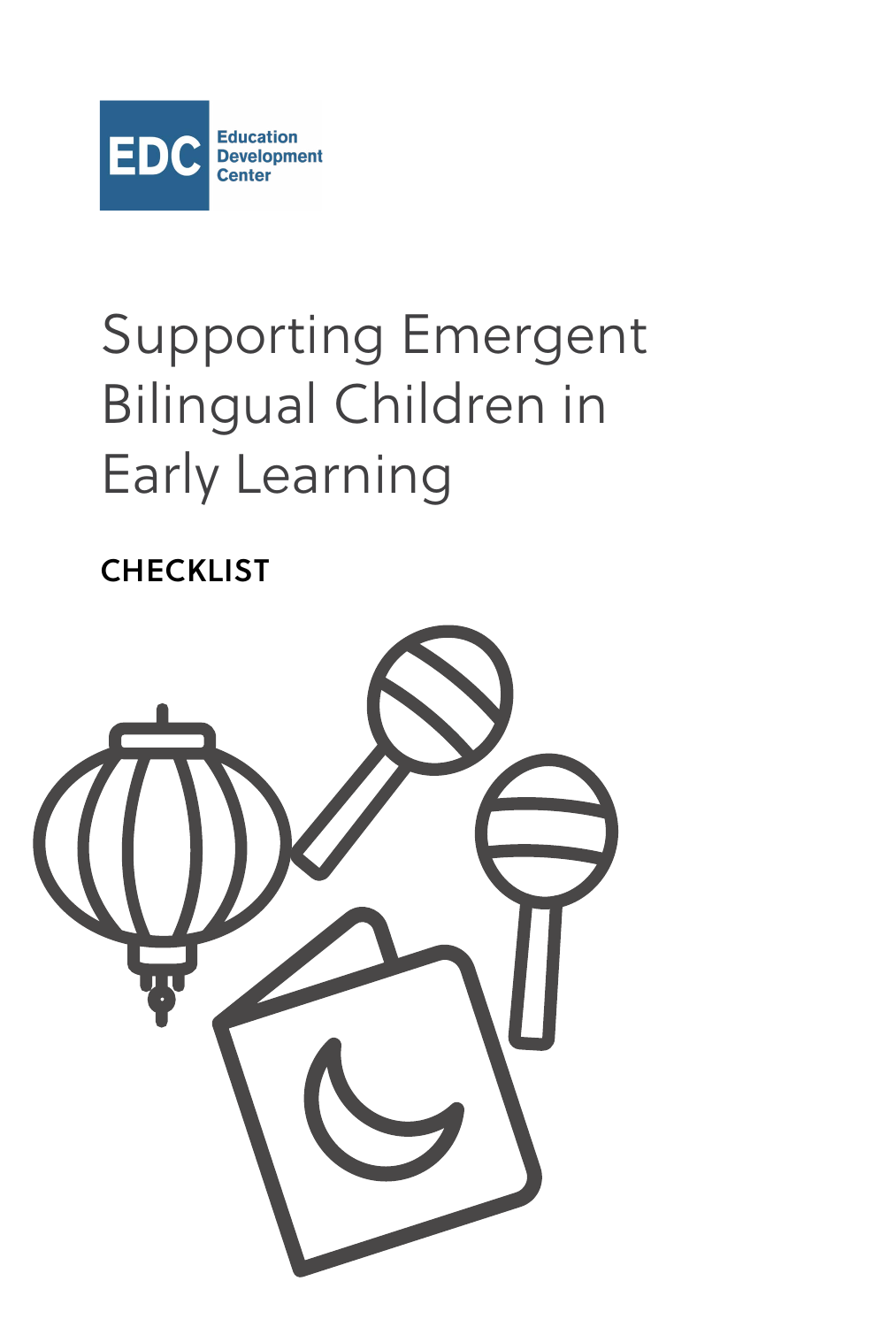EDC Education Development Center

# Supporting Emergent Bilingual Children in Early Learning

## CHECKLIST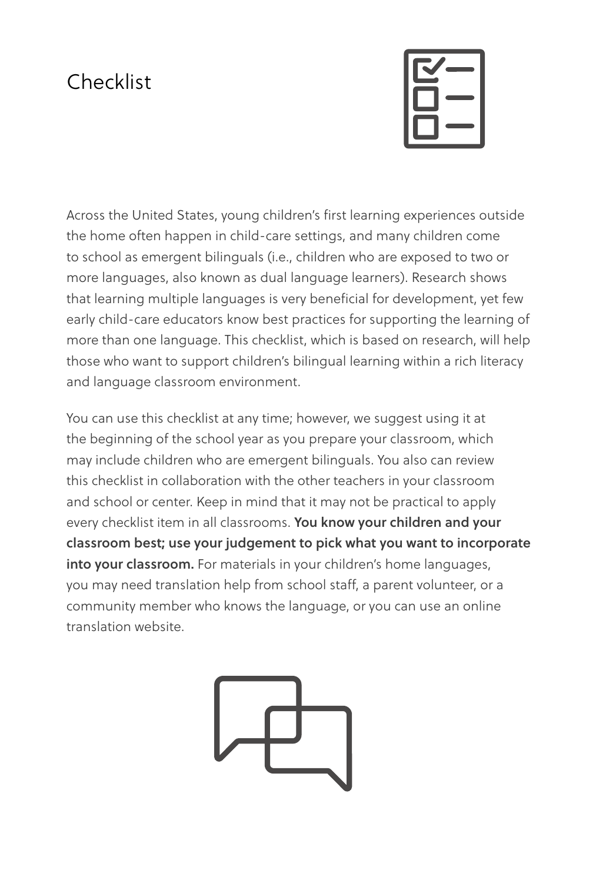# Checklist

Across the United States, young children's first learning experiences outside the home often happen in child-care settings, and many children come to school as emergent bilinguals (i.e., children who are exposed to two or more languages, also known as dual language learners). Research shows that learning multiple languages is very beneficial for development, yet few early child-care educators know best practices for supporting the learning of more than one language. This checklist, which is based on research, will help those who want to support children's bilingual learning within a rich literacy and language classroom environment.

You can use this checklist at any time; however, we suggest using it at the beginning of the school year as you prepare your classroom, which may include children who are emergent bilinguals. You also can review this checklist in collaboration with the other teachers in your classroom and school or center. Keep in mind that it may not be practical to apply every checklist item in all classrooms. **You know your children and your classroom best; use your judgement to pick what you want to incorporate into your classroom.** For materials in your children's home languages, you may need translation help from school staff, a parent volunteer, or a community member who knows the language, or you can use an online translation website.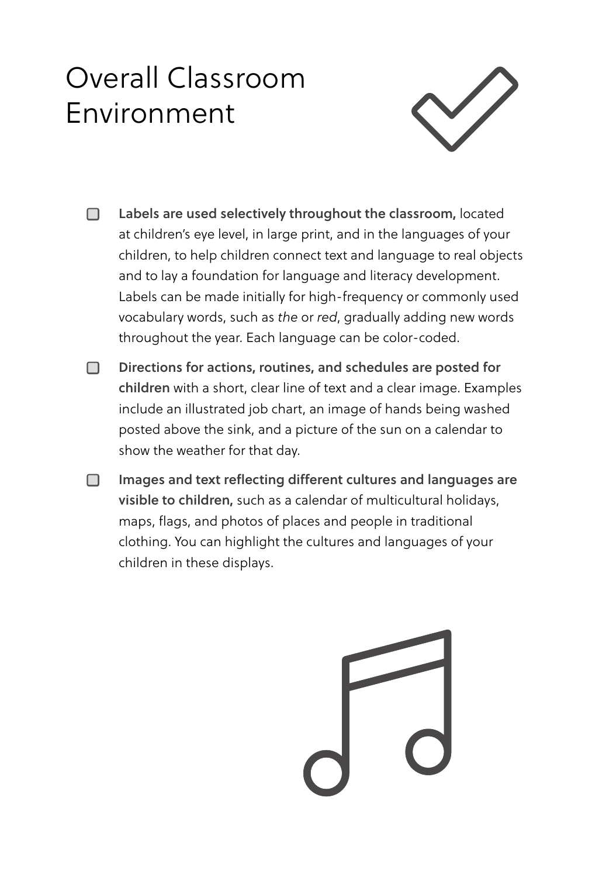# Overall Classroom Environment

- [ ] **Labels are used selectively throughout the classroom,** located at children's eye level, in large print, and in the languages of your children, to help children connect text and language to real objects and to lay a foundation for language and literacy development. Labels can be made initially for high-frequency or commonly used vocabulary words, such as *the* or *red*, gradually adding new words throughout the year. Each language can be color-coded.
- [ ] **Directions for actions, routines, and schedules are posted for children** with a short, clear line of text and a clear image. Examples include an illustrated job chart, an image of hands being washed posted above the sink, and a picture of the sun on a calendar to show the weather for that day.
- [ ] **Images and text reflecting different cultures and languages are visible to children,** such as a calendar of multicultural holidays, maps, flags, and photos of places and people in traditional clothing. You can highlight the cultures and languages of your children in these displays.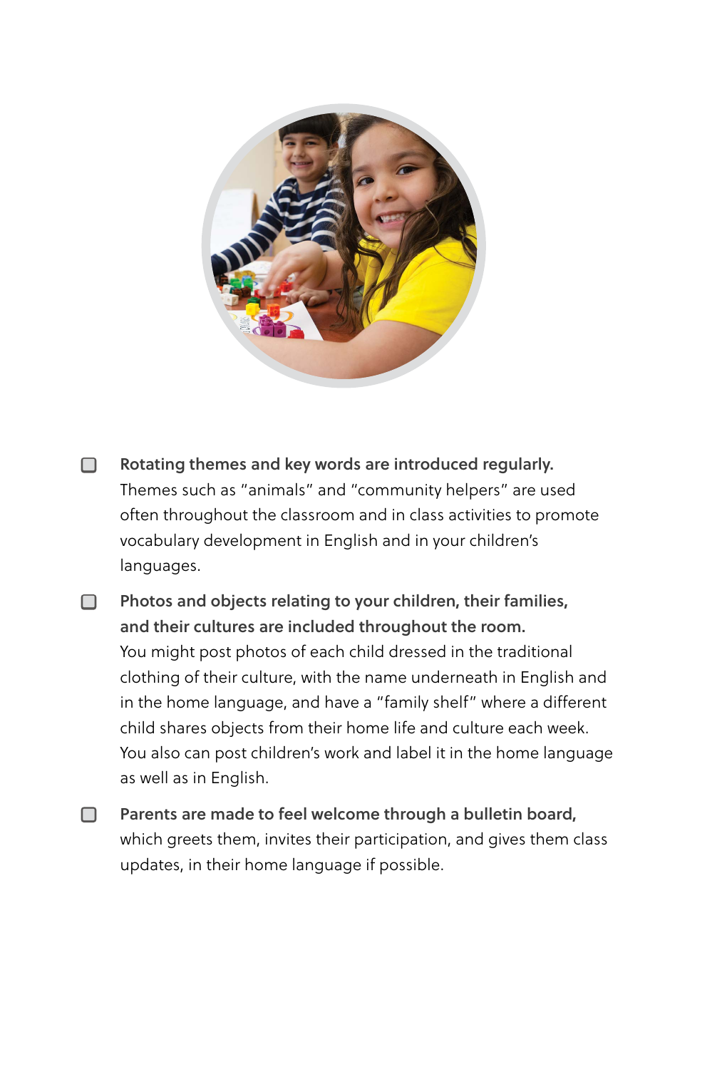- [ ] **Rotating themes and key words are introduced regularly.** Themes such as "animals" and "community helpers" are used often throughout the classroom and in class activities to promote vocabulary development in English and in your children's languages.

- [ ] **Photos and objects relating to your children, their families, and their cultures are included throughout the room.** You might post photos of each child dressed in the traditional clothing of their culture, with the name underneath in English and in the home language, and have a "family shelf" where a different child shares objects from their home life and culture each week. You also can post children's work and label it in the home language as well as in English.

- [ ] **Parents are made to feel welcome through a bulletin board,** which greets them, invites their participation, and gives them class updates, in their home language if possible.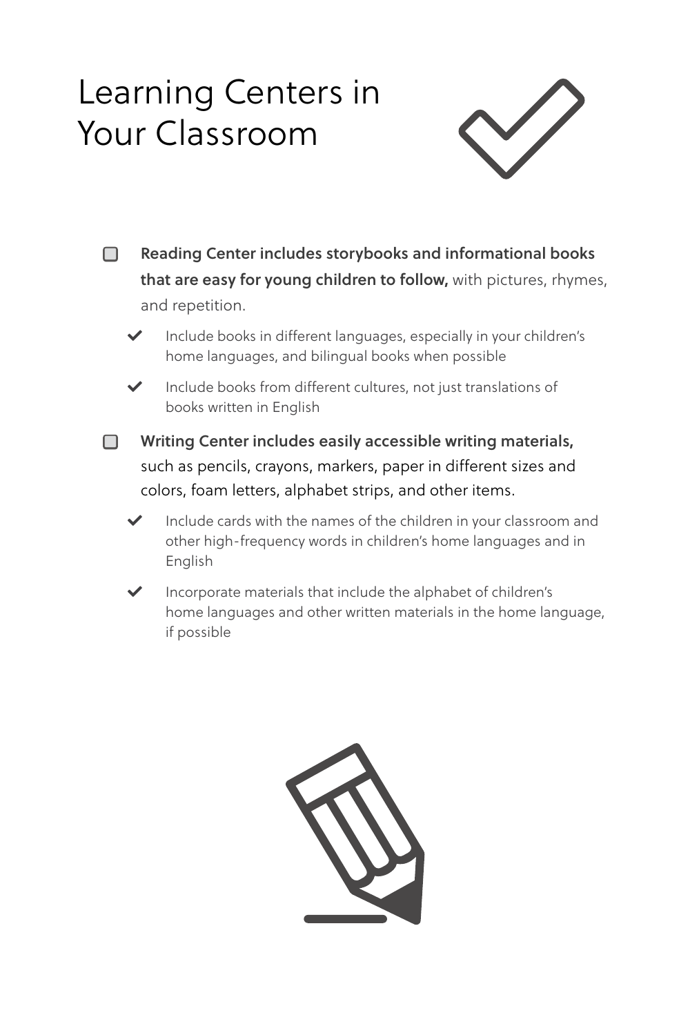# Learning Centers in Your Classroom

- [ ] **Reading Center includes storybooks and informational books that are easy for young children to follow,** with pictures, rhymes, and repetition.
  - ✔ Include books in different languages, especially in your children's home languages, and bilingual books when possible
  - ✔ Include books from different cultures, not just translations of books written in English
- [ ] **Writing Center includes easily accessible writing materials,** such as pencils, crayons, markers, paper in different sizes and colors, foam letters, alphabet strips, and other items.
  - ✔ Include cards with the names of the children in your classroom and other high-frequency words in children's home languages and in English
  - ✔ Incorporate materials that include the alphabet of children's home languages and other written materials in the home language, if possible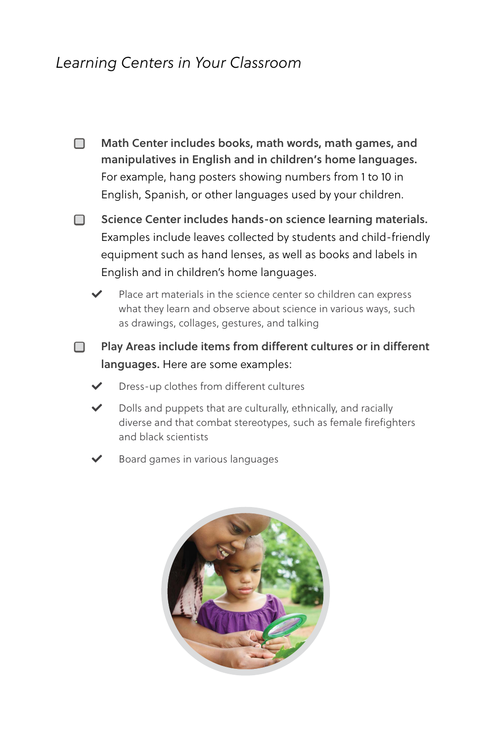*Learning Centers in Your Classroom*

- ☐ **Math Center includes books, math words, math games, and manipulatives in English and in children's home languages.** For example, hang posters showing numbers from 1 to 10 in English, Spanish, or other languages used by your children.

- ☐ **Science Center includes hands-on science learning materials.** Examples include leaves collected by students and child-friendly equipment such as hand lenses, as well as books and labels in English and in children's home languages.
  - ✔ Place art materials in the science center so children can express what they learn and observe about science in various ways, such as drawings, collages, gestures, and talking

- ☐ **Play Areas include items from different cultures or in different languages.** Here are some examples:
  - ✔ Dress-up clothes from different cultures
  - ✔ Dolls and puppets that are culturally, ethnically, and racially diverse and that combat stereotypes, such as female firefighters and black scientists
  - ✔ Board games in various languages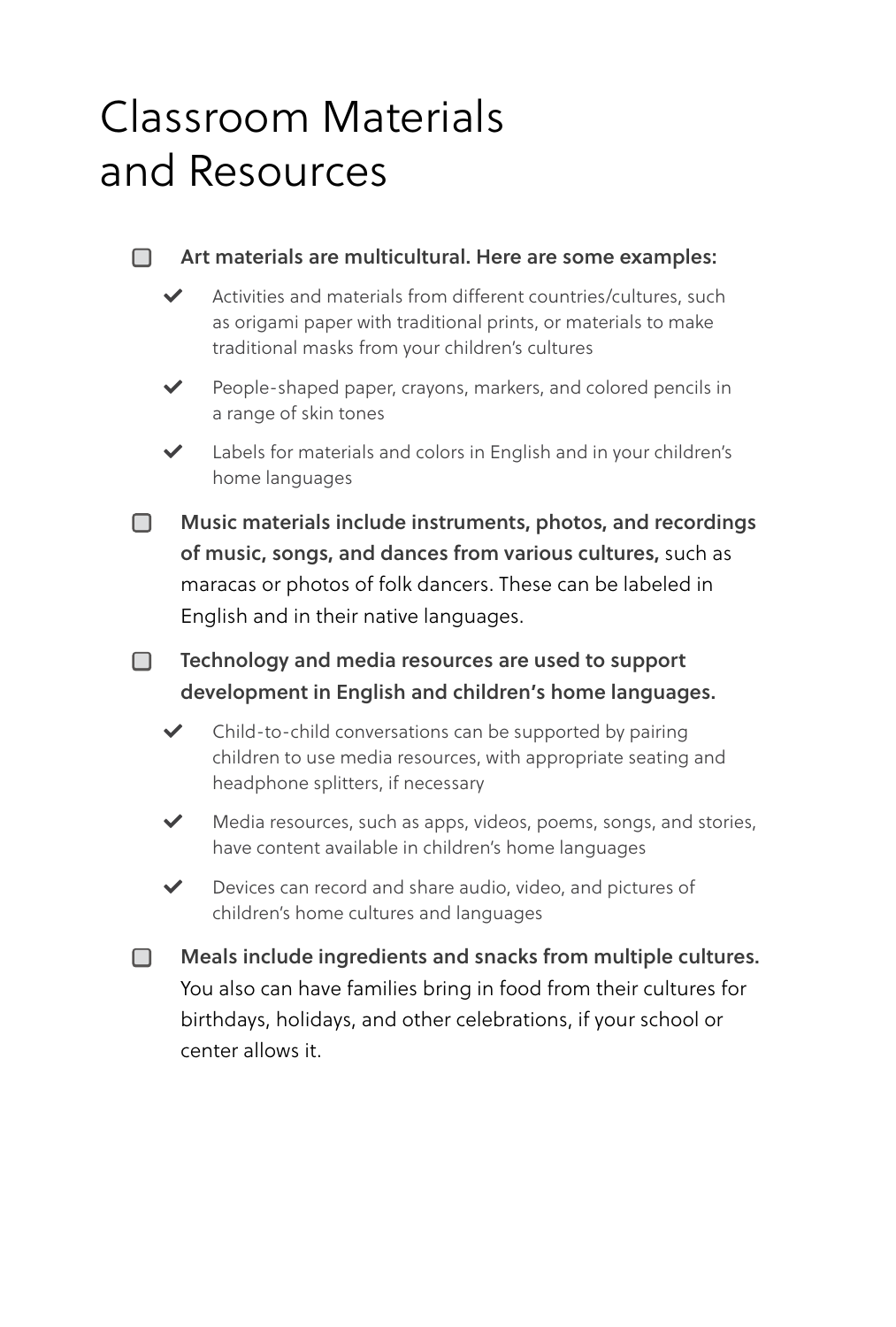# Classroom Materials and Resources

- [ ] **Art materials are multicultural. Here are some examples:**
  - ✔ Activities and materials from different countries/cultures, such as origami paper with traditional prints, or materials to make traditional masks from your children's cultures
  - ✔ People-shaped paper, crayons, markers, and colored pencils in a range of skin tones
  - ✔ Labels for materials and colors in English and in your children's home languages
- [ ] **Music materials include instruments, photos, and recordings of music, songs, and dances from various cultures,** such as maracas or photos of folk dancers. These can be labeled in English and in their native languages.
- [ ] **Technology and media resources are used to support development in English and children's home languages.**
  - ✔ Child-to-child conversations can be supported by pairing children to use media resources, with appropriate seating and headphone splitters, if necessary
  - ✔ Media resources, such as apps, videos, poems, songs, and stories, have content available in children's home languages
  - ✔ Devices can record and share audio, video, and pictures of children's home cultures and languages
- [ ] **Meals include ingredients and snacks from multiple cultures.** You also can have families bring in food from their cultures for birthdays, holidays, and other celebrations, if your school or center allows it.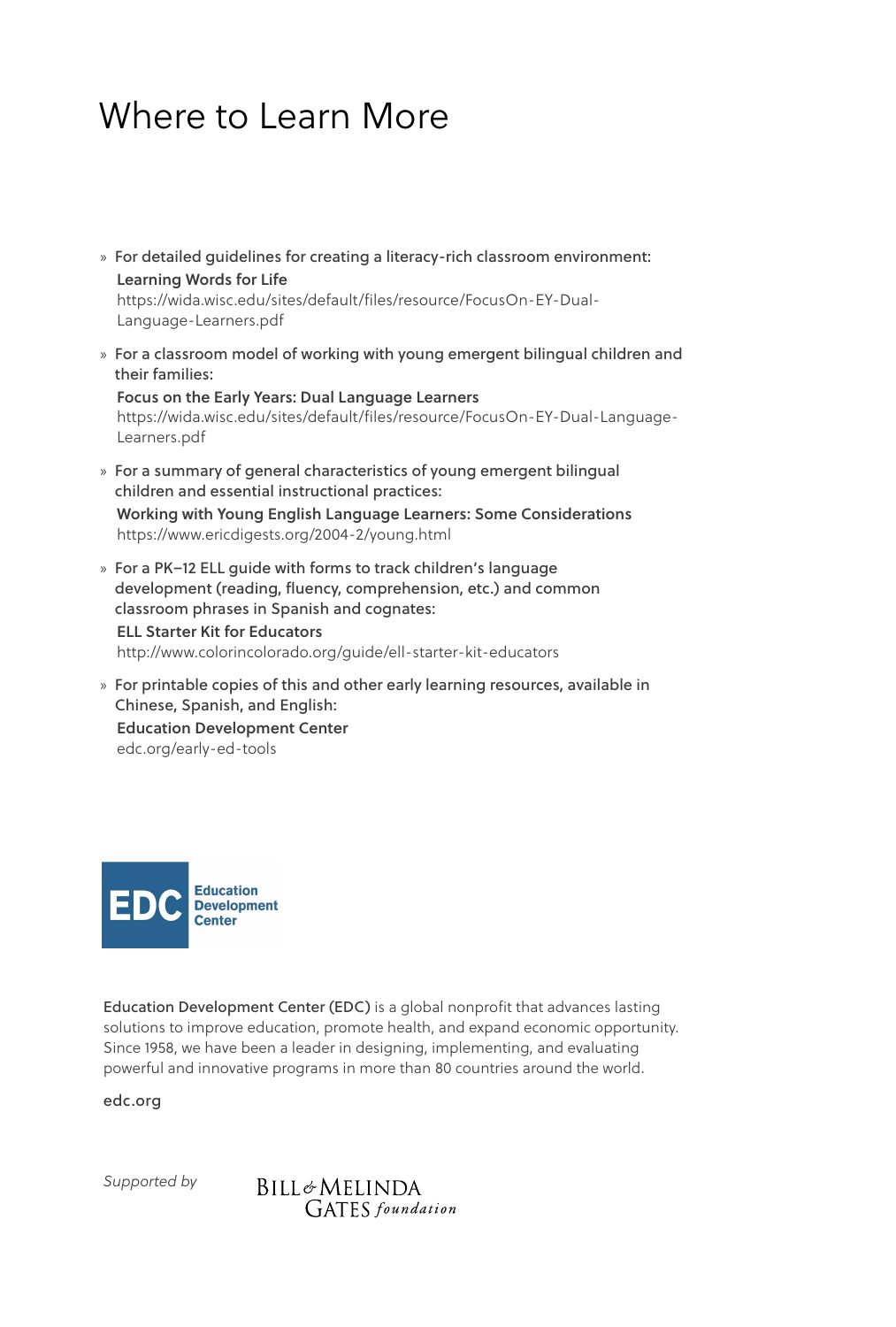# Where to Learn More

- For detailed guidelines for creating a literacy-rich classroom environment:
  **Learning Words for Life**
  https://wida.wisc.edu/sites/default/files/resource/FocusOn-EY-Dual-Language-Learners.pdf

- For a classroom model of working with young emergent bilingual children and their families:
  **Focus on the Early Years: Dual Language Learners**
  https://wida.wisc.edu/sites/default/files/resource/FocusOn-EY-Dual-Language-Learners.pdf

- For a summary of general characteristics of young emergent bilingual children and essential instructional practices:
  **Working with Young English Language Learners: Some Considerations**
  https://www.ericdigests.org/2004-2/young.html

- For a PK–12 ELL guide with forms to track children's language development (reading, fluency, comprehension, etc.) and common classroom phrases in Spanish and cognates:
  **ELL Starter Kit for Educators**
  http://www.colorincolorado.org/guide/ell-starter-kit-educators

- For printable copies of this and other early learning resources, available in Chinese, Spanish, and English:
  **Education Development Center**
  edc.org/early-ed-tools

EDC Education Development Center

**Education Development Center (EDC)** is a global nonprofit that advances lasting solutions to improve education, promote health, and expand economic opportunity. Since 1958, we have been a leader in designing, implementing, and evaluating powerful and innovative programs in more than 80 countries around the world.

edc.org

*Supported by* Bill & Melinda Gates foundation